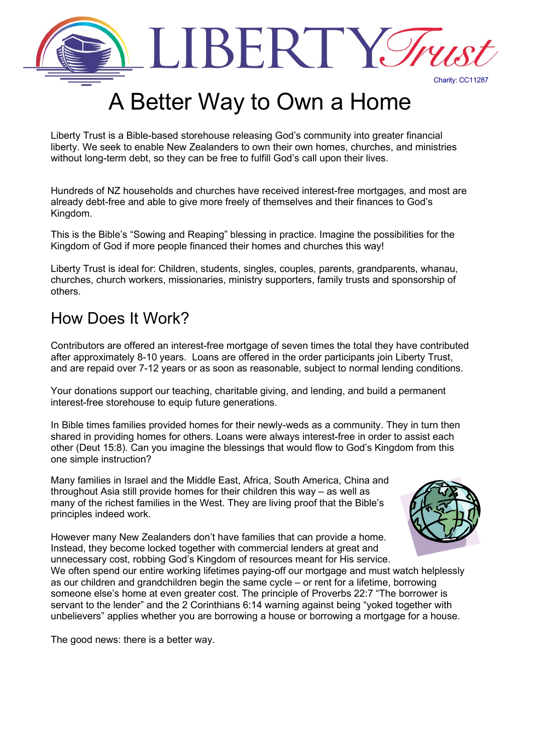LIBERTY Trust

Charity: CC11287

# A Better Way to Own a Home

Liberty Trust is a Bible-based storehouse releasing God's community into greater financial liberty. We seek to enable New Zealanders to own their own homes, churches, and ministries without long-term debt, so they can be free to fulfill God's call upon their lives.

Hundreds of NZ households and churches have received interest-free mortgages, and most are already debt-free and able to give more freely of themselves and their finances to God's Kingdom.

This is the Bible's "Sowing and Reaping" blessing in practice. Imagine the possibilities for the Kingdom of God if more people financed their homes and churches this way!

Liberty Trust is ideal for: Children, students, singles, couples, parents, grandparents, whanau, churches, church workers, missionaries, ministry supporters, family trusts and sponsorship of others.

## How Does It Work?

Contributors are offered an interest-free mortgage of seven times the total they have contributed after approximately 8-10 years. Loans are offered in the order participants join Liberty Trust, and are repaid over 7-12 years or as soon as reasonable, subject to normal lending conditions.

Your donations support our teaching, charitable giving, and lending, and build a permanent interest-free storehouse to equip future generations.

In Bible times families provided homes for their newly-weds as a community. They in turn then shared in providing homes for others. Loans were always interest-free in order to assist each other (Deut 15:8). Can you imagine the blessings that would flow to God's Kingdom from this one simple instruction?

Many families in Israel and the Middle East, Africa, South America, China and throughout Asia still provide homes for their children this way – as well as many of the richest families in the West. They are living proof that the Bible's principles indeed work.

However many New Zealanders don't have families that can provide a home. Instead, they become locked together with commercial lenders at great and unnecessary cost, robbing God's Kingdom of resources meant for His service. We often spend our entire working lifetimes paying-off our mortgage and must watch helplessly as our children and grandchildren begin the same cycle – or rent for a lifetime, borrowing someone else's home at even greater cost. The principle of Proverbs 22:7 "The borrower is servant to the lender" and the 2 Corinthians 6:14 warning against being "yoked together with unbelievers" applies whether you are borrowing a house or borrowing a mortgage for a house.

The good news: there is a better way.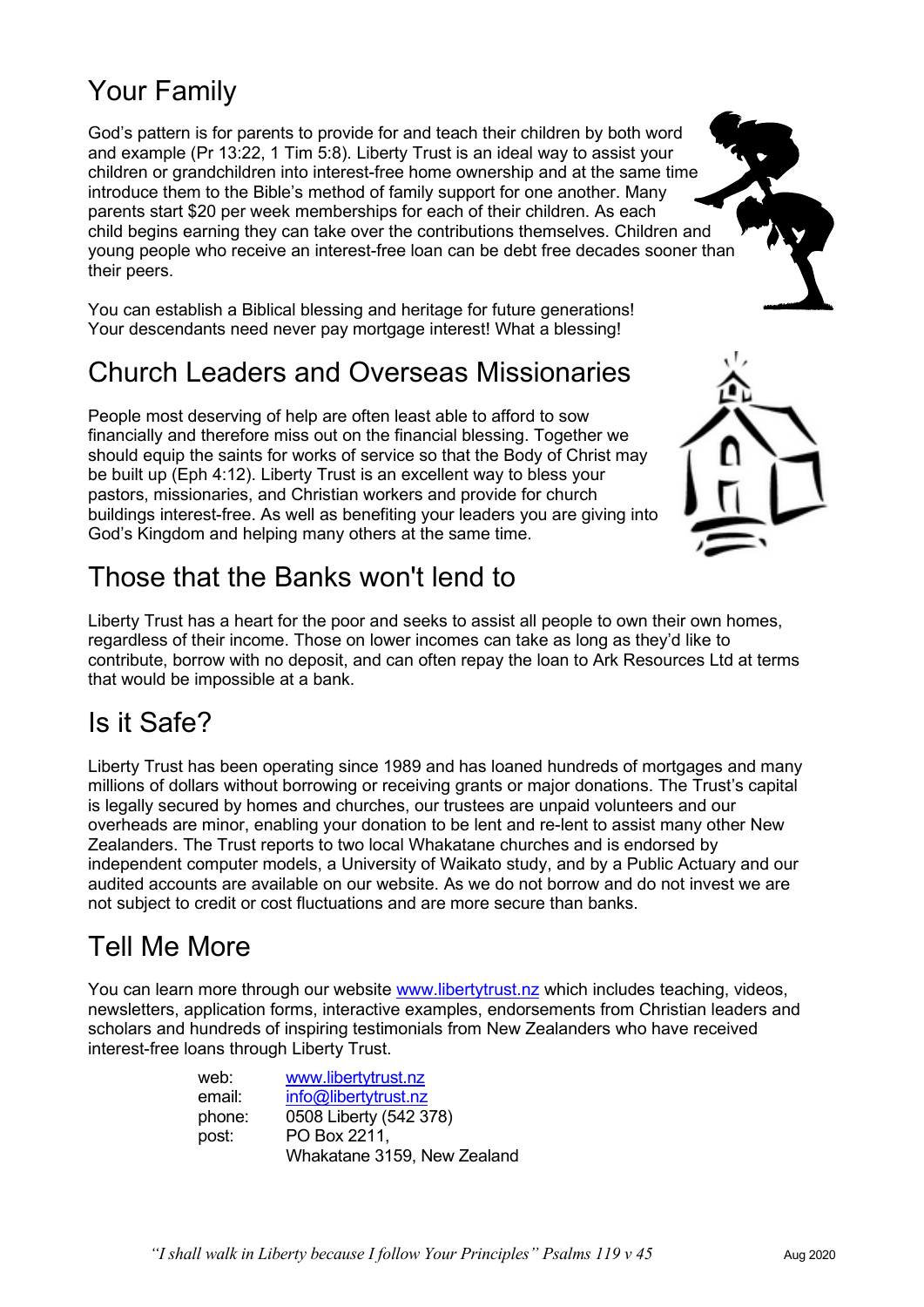## Your Family

God's pattern is for parents to provide for and teach their children by both word and example (Pr 13:22, 1 Tim 5:8). Liberty Trust is an ideal way to assist your children or grandchildren into interest-free home ownership and at the same time introduce them to the Bible's method of family support for one another. Many parents start $20 per week memberships for each of their children. As each child begins earning they can take over the contributions themselves. Children and young people who receive an interest-free loan can be debt free decades sooner than their peers.

You can establish a Biblical blessing and heritage for future generations! Your descendants need never pay mortgage interest! What a blessing!

## Church Leaders and Overseas Missionaries

People most deserving of help are often least able to afford to sow financially and therefore miss out on the financial blessing. Together we should equip the saints for works of service so that the Body of Christ may be built up (Eph 4:12). Liberty Trust is an excellent way to bless your pastors, missionaries, and Christian workers and provide for church buildings interest-free. As well as benefiting your leaders you are giving into God's Kingdom and helping many others at the same time.

## Those that the Banks won't lend to

Liberty Trust has a heart for the poor and seeks to assist all people to own their own homes, regardless of their income. Those on lower incomes can take as long as they'd like to contribute, borrow with no deposit, and can often repay the loan to Ark Resources Ltd at terms that would be impossible at a bank.

## Is it Safe?

Liberty Trust has been operating since 1989 and has loaned hundreds of mortgages and many millions of dollars without borrowing or receiving grants or major donations. The Trust's capital is legally secured by homes and churches, our trustees are unpaid volunteers and our overheads are minor, enabling your donation to be lent and re-lent to assist many other New Zealanders. The Trust reports to two local Whakatane churches and is endorsed by independent computer models, a University of Waikato study, and by a Public Actuary and our audited accounts are available on our website. As we do not borrow and do not invest we are not subject to credit or cost fluctuations and are more secure than banks.

## Tell Me More

You can learn more through our website [www.libertytrust.nz](http://www.libertytrust.nz) which includes teaching, videos, newsletters, application forms, interactive examples, endorsements from Christian leaders and scholars and hundreds of inspiring testimonials from New Zealanders who have received interest-free loans through Liberty Trust.

web: [www.libertytrust.nz](http://www.libertytrust.nz)
email: [info@libertytrust.nz](mailto:info@libertytrust.nz)
phone: 0508 Liberty (542 378)
post: PO Box 2211,
Whakatane 3159, New Zealand

*"I shall walk in Liberty because I follow Your Principles" Psalms 119 v 45*

Aug 2020